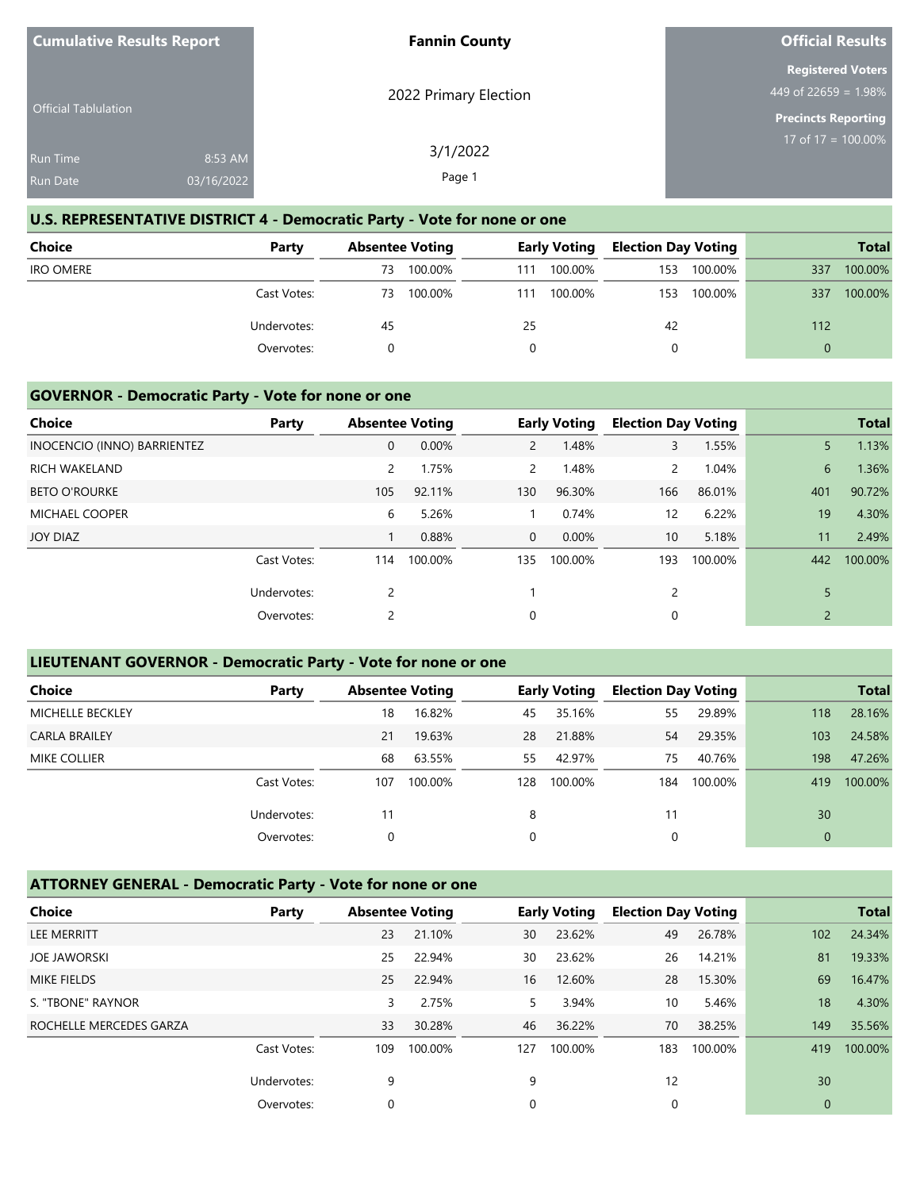**Cumulative Results Report**

Official Tabulation

Run Time 8:53 AM

Run Date 03/16/2022

**Fannin County**

2022 Primary Election

3/1/2022

**Official Results**

**Registered Voters**

449 of 22659 = 1.98%

**Precincts Reporting**

17 of 17 = 100.00%

## U.S. REPRESENTATIVE DISTRICT 4 - Democratic Party - Vote for none or one

| Choice | Party | Absentee Voting | | Early Voting | | Election Day Voting | | Total | |
|---|---|---|---|---|---|---|---|---|---|
| IRO OMERE | | 73 | 100.00% | 111 | 100.00% | 153 | 100.00% | 337 | 100.00% |
| | Cast Votes: | 73 | 100.00% | 111 | 100.00% | 153 | 100.00% | 337 | 100.00% |
| | Undervotes: | 45 | | 25 | | 42 | | 112 | |
| | Overvotes: | 0 | | 0 | | 0 | | 0 | |

## GOVERNOR - Democratic Party - Vote for none or one

| Choice | Party | Absentee Voting | | Early Voting | | Election Day Voting | | Total | |
|---|---|---|---|---|---|---|---|---|---|
| INOCENCIO (INNO) BARRIENTEZ | | 0 | 0.00% | 2 | 1.48% | 3 | 1.55% | 5 | 1.13% |
| RICH WAKELAND | | 2 | 1.75% | 2 | 1.48% | 2 | 1.04% | 6 | 1.36% |
| BETO O'ROURKE | | 105 | 92.11% | 130 | 96.30% | 166 | 86.01% | 401 | 90.72% |
| MICHAEL COOPER | | 6 | 5.26% | 1 | 0.74% | 12 | 6.22% | 19 | 4.30% |
| JOY DIAZ | | 1 | 0.88% | 0 | 0.00% | 10 | 5.18% | 11 | 2.49% |
| | Cast Votes: | 114 | 100.00% | 135 | 100.00% | 193 | 100.00% | 442 | 100.00% |
| | Undervotes: | 2 | | 1 | | 2 | | 5 | |
| | Overvotes: | 2 | | 0 | | 0 | | 2 | |

## LIEUTENANT GOVERNOR - Democratic Party - Vote for none or one

| Choice | Party | Absentee Voting | | Early Voting | | Election Day Voting | | Total | |
|---|---|---|---|---|---|---|---|---|---|
| MICHELLE BECKLEY | | 18 | 16.82% | 45 | 35.16% | 55 | 29.89% | 118 | 28.16% |
| CARLA BRAILEY | | 21 | 19.63% | 28 | 21.88% | 54 | 29.35% | 103 | 24.58% |
| MIKE COLLIER | | 68 | 63.55% | 55 | 42.97% | 75 | 40.76% | 198 | 47.26% |
| | Cast Votes: | 107 | 100.00% | 128 | 100.00% | 184 | 100.00% | 419 | 100.00% |
| | Undervotes: | 11 | | 8 | | 11 | | 30 | |
| | Overvotes: | 0 | | 0 | | 0 | | 0 | |

## ATTORNEY GENERAL - Democratic Party - Vote for none or one

| Choice | Party | Absentee Voting | | Early Voting | | Election Day Voting | | Total | |
|---|---|---|---|---|---|---|---|---|---|
| LEE MERRITT | | 23 | 21.10% | 30 | 23.62% | 49 | 26.78% | 102 | 24.34% |
| JOE JAWORSKI | | 25 | 22.94% | 30 | 23.62% | 26 | 14.21% | 81 | 19.33% |
| MIKE FIELDS | | 25 | 22.94% | 16 | 12.60% | 28 | 15.30% | 69 | 16.47% |
| S. "TBONE" RAYNOR | | 3 | 2.75% | 5 | 3.94% | 10 | 5.46% | 18 | 4.30% |
| ROCHELLE MERCEDES GARZA | | 33 | 30.28% | 46 | 36.22% | 70 | 38.25% | 149 | 35.56% |
| | Cast Votes: | 109 | 100.00% | 127 | 100.00% | 183 | 100.00% | 419 | 100.00% |
| | Undervotes: | 9 | | 9 | | 12 | | 30 | |
| | Overvotes: | 0 | | 0 | | 0 | | 0 | |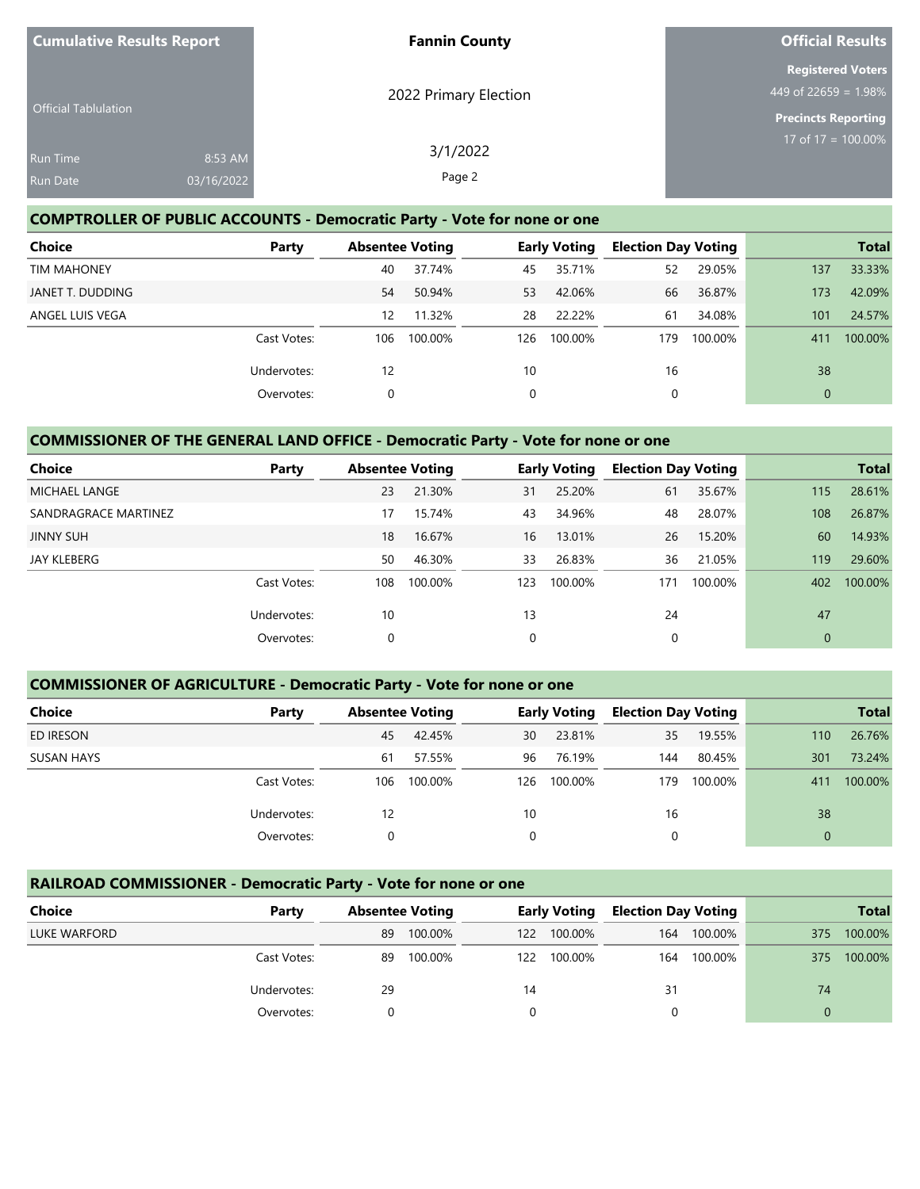| Cumulative Results Report | Fannin County | Official Results |
|---|---|---|
| Official Tabulation | 2022 Primary Election | Registered Voters 449 of 22659 = 1.98% |
| Run Time 8:53 AM | 3/1/2022 | Precincts Reporting 17 of 17 = 100.00% |
| Run Date 03/16/2022 | | |

## COMPTROLLER OF PUBLIC ACCOUNTS - Democratic Party - Vote for none or one

| Choice | Party | Absentee Voting | | Early Voting | | Election Day Voting | | Total | |
|---|---|---|---|---|---|---|---|---|---|
| TIM MAHONEY | | 40 | 37.74% | 45 | 35.71% | 52 | 29.05% | 137 | 33.33% |
| JANET T. DUDDING | | 54 | 50.94% | 53 | 42.06% | 66 | 36.87% | 173 | 42.09% |
| ANGEL LUIS VEGA | | 12 | 11.32% | 28 | 22.22% | 61 | 34.08% | 101 | 24.57% |
| | Cast Votes: | 106 | 100.00% | 126 | 100.00% | 179 | 100.00% | 411 | 100.00% |
| | Undervotes: | 12 | | 10 | | 16 | | 38 | |
| | Overvotes: | 0 | | 0 | | 0 | | 0 | |

## COMMISSIONER OF THE GENERAL LAND OFFICE - Democratic Party - Vote for none or one

| Choice | Party | Absentee Voting | | Early Voting | | Election Day Voting | | Total | |
|---|---|---|---|---|---|---|---|---|---|
| MICHAEL LANGE | | 23 | 21.30% | 31 | 25.20% | 61 | 35.67% | 115 | 28.61% |
| SANDRAGRACE MARTINEZ | | 17 | 15.74% | 43 | 34.96% | 48 | 28.07% | 108 | 26.87% |
| JINNY SUH | | 18 | 16.67% | 16 | 13.01% | 26 | 15.20% | 60 | 14.93% |
| JAY KLEBERG | | 50 | 46.30% | 33 | 26.83% | 36 | 21.05% | 119 | 29.60% |
| | Cast Votes: | 108 | 100.00% | 123 | 100.00% | 171 | 100.00% | 402 | 100.00% |
| | Undervotes: | 10 | | 13 | | 24 | | 47 | |
| | Overvotes: | 0 | | 0 | | 0 | | 0 | |

## COMMISSIONER OF AGRICULTURE - Democratic Party - Vote for none or one

| Choice | Party | Absentee Voting | | Early Voting | | Election Day Voting | | Total | |
|---|---|---|---|---|---|---|---|---|---|
| ED IRESON | | 45 | 42.45% | 30 | 23.81% | 35 | 19.55% | 110 | 26.76% |
| SUSAN HAYS | | 61 | 57.55% | 96 | 76.19% | 144 | 80.45% | 301 | 73.24% |
| | Cast Votes: | 106 | 100.00% | 126 | 100.00% | 179 | 100.00% | 411 | 100.00% |
| | Undervotes: | 12 | | 10 | | 16 | | 38 | |
| | Overvotes: | 0 | | 0 | | 0 | | 0 | |

## RAILROAD COMMISSIONER - Democratic Party - Vote for none or one

| Choice | Party | Absentee Voting | | Early Voting | | Election Day Voting | | Total | |
|---|---|---|---|---|---|---|---|---|---|
| LUKE WARFORD | | 89 | 100.00% | 122 | 100.00% | 164 | 100.00% | 375 | 100.00% |
| | Cast Votes: | 89 | 100.00% | 122 | 100.00% | 164 | 100.00% | 375 | 100.00% |
| | Undervotes: | 29 | | 14 | | 31 | | 74 | |
| | Overvotes: | 0 | | 0 | | 0 | | 0 | |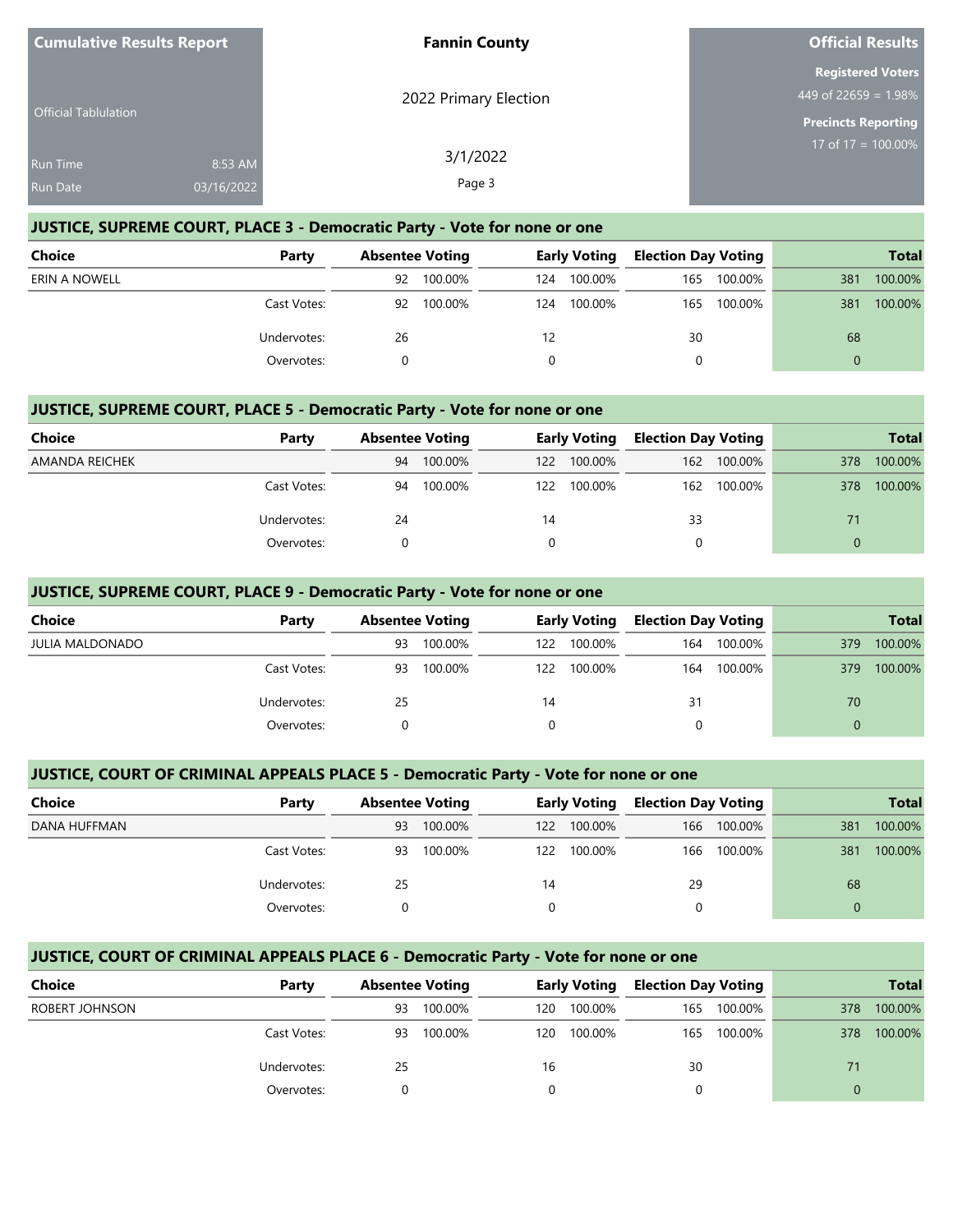| Cumulative Results Report | Fannin County | Official Results |
| --- | --- | --- |
| Official Tabulation | 2022 Primary Election | Registered Voters 449 of 22659 = 1.98% |
| Run Time 8:53 AM | 3/1/2022 | Precincts Reporting 17 of 17 = 100.00% |
| Run Date 03/16/2022 | | |

## JUSTICE, SUPREME COURT, PLACE 3 - Democratic Party - Vote for none or one

| Choice | Party | Absentee Voting | | Early Voting | | Election Day Voting | | Total | |
| --- | --- | --- | --- | --- | --- | --- | --- | --- | --- |
| ERIN A NOWELL | | 92 | 100.00% | 124 | 100.00% | 165 | 100.00% | 381 | 100.00% |
| | Cast Votes: | 92 | 100.00% | 124 | 100.00% | 165 | 100.00% | 381 | 100.00% |
| | Undervotes: | 26 | | 12 | | 30 | | 68 | |
| | Overvotes: | 0 | | 0 | | 0 | | 0 | |

## JUSTICE, SUPREME COURT, PLACE 5 - Democratic Party - Vote for none or one

| Choice | Party | Absentee Voting | | Early Voting | | Election Day Voting | | Total | |
| --- | --- | --- | --- | --- | --- | --- | --- | --- | --- |
| AMANDA REICHEK | | 94 | 100.00% | 122 | 100.00% | 162 | 100.00% | 378 | 100.00% |
| | Cast Votes: | 94 | 100.00% | 122 | 100.00% | 162 | 100.00% | 378 | 100.00% |
| | Undervotes: | 24 | | 14 | | 33 | | 71 | |
| | Overvotes: | 0 | | 0 | | 0 | | 0 | |

## JUSTICE, SUPREME COURT, PLACE 9 - Democratic Party - Vote for none or one

| Choice | Party | Absentee Voting | | Early Voting | | Election Day Voting | | Total | |
| --- | --- | --- | --- | --- | --- | --- | --- | --- | --- |
| JULIA MALDONADO | | 93 | 100.00% | 122 | 100.00% | 164 | 100.00% | 379 | 100.00% |
| | Cast Votes: | 93 | 100.00% | 122 | 100.00% | 164 | 100.00% | 379 | 100.00% |
| | Undervotes: | 25 | | 14 | | 31 | | 70 | |
| | Overvotes: | 0 | | 0 | | 0 | | 0 | |

## JUSTICE, COURT OF CRIMINAL APPEALS PLACE 5 - Democratic Party - Vote for none or one

| Choice | Party | Absentee Voting | | Early Voting | | Election Day Voting | | Total | |
| --- | --- | --- | --- | --- | --- | --- | --- | --- | --- |
| DANA HUFFMAN | | 93 | 100.00% | 122 | 100.00% | 166 | 100.00% | 381 | 100.00% |
| | Cast Votes: | 93 | 100.00% | 122 | 100.00% | 166 | 100.00% | 381 | 100.00% |
| | Undervotes: | 25 | | 14 | | 29 | | 68 | |
| | Overvotes: | 0 | | 0 | | 0 | | 0 | |

## JUSTICE, COURT OF CRIMINAL APPEALS PLACE 6 - Democratic Party - Vote for none or one

| Choice | Party | Absentee Voting | | Early Voting | | Election Day Voting | | Total | |
| --- | --- | --- | --- | --- | --- | --- | --- | --- | --- |
| ROBERT JOHNSON | | 93 | 100.00% | 120 | 100.00% | 165 | 100.00% | 378 | 100.00% |
| | Cast Votes: | 93 | 100.00% | 120 | 100.00% | 165 | 100.00% | 378 | 100.00% |
| | Undervotes: | 25 | | 16 | | 30 | | 71 | |
| | Overvotes: | 0 | | 0 | | 0 | | 0 | |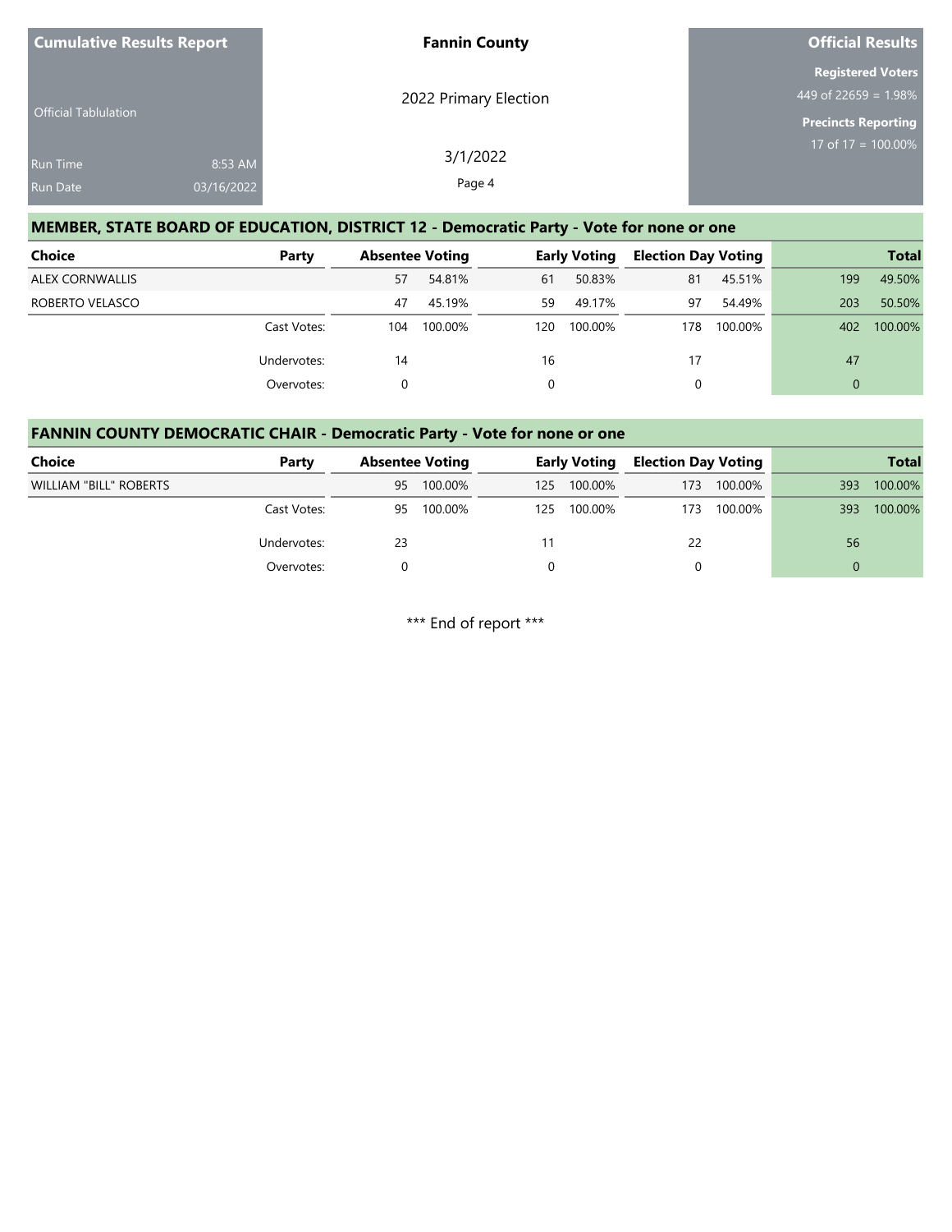Cumulative Results Report

Official Tablulation

Run Time 8:53 AM
Run Date 03/16/2022

**Fannin County**

2022 Primary Election

3/1/2022

**Official Results**

**Registered Voters**
449 of 22659 = 1.98%

**Precincts Reporting**
17 of 17 = 100.00%

## MEMBER, STATE BOARD OF EDUCATION, DISTRICT 12 - Democratic Party - Vote for none or one

| Choice | Party | Absentee Voting | | Early Voting | | Election Day Voting | | Total | |
|---|---|---|---|---|---|---|---|---|---|
| ALEX CORNWALLIS | | 57 | 54.81% | 61 | 50.83% | 81 | 45.51% | 199 | 49.50% |
| ROBERTO VELASCO | | 47 | 45.19% | 59 | 49.17% | 97 | 54.49% | 203 | 50.50% |
| | Cast Votes: | 104 | 100.00% | 120 | 100.00% | 178 | 100.00% | 402 | 100.00% |
| | Undervotes: | 14 | | 16 | | 17 | | 47 | |
| | Overvotes: | 0 | | 0 | | 0 | | 0 | |

## FANNIN COUNTY DEMOCRATIC CHAIR - Democratic Party - Vote for none or one

| Choice | Party | Absentee Voting | | Early Voting | | Election Day Voting | | Total | |
|---|---|---|---|---|---|---|---|---|---|
| WILLIAM "BILL" ROBERTS | | 95 | 100.00% | 125 | 100.00% | 173 | 100.00% | 393 | 100.00% |
| | Cast Votes: | 95 | 100.00% | 125 | 100.00% | 173 | 100.00% | 393 | 100.00% |
| | Undervotes: | 23 | | 11 | | 22 | | 56 | |
| | Overvotes: | 0 | | 0 | | 0 | | 0 | |

*** End of report ***